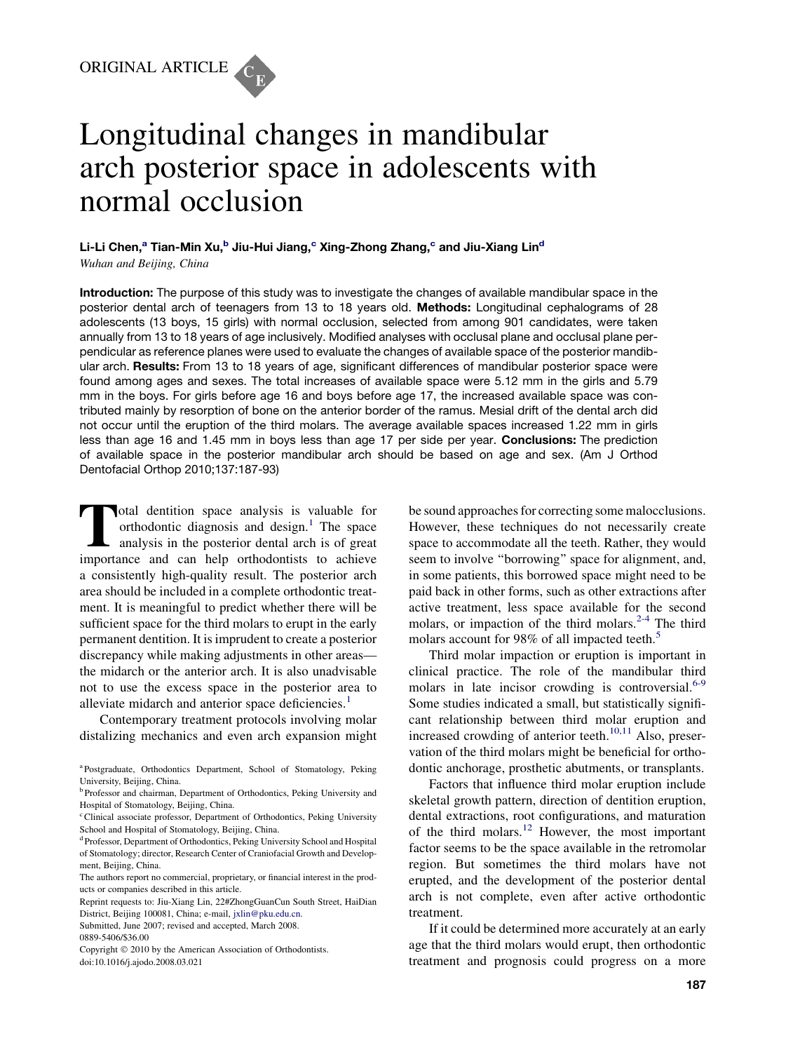ORIGINAL ARTICLE

# Longitudinal changes in mandibular arch posterior space in adolescents with normal occlusion

**Li-Li Chen,[a] Tian-Min Xu,[b] Jiu-Hui Jiang,[c] Xing-Zhong Zhang,[c] and Jiu-Xiang Lin[d]**
*Wuhan and Beijing, China*

**Introduction:** The purpose of this study was to investigate the changes of available mandibular space in the posterior dental arch of teenagers from 13 to 18 years old. **Methods:** Longitudinal cephalograms of 28 adolescents (13 boys, 15 girls) with normal occlusion, selected from among 901 candidates, were taken annually from 13 to 18 years of age inclusively. Modified analyses with occlusal plane and occlusal plane perpendicular as reference planes were used to evaluate the changes of available space of the posterior mandibular arch. **Results:** From 13 to 18 years of age, significant differences of mandibular posterior space were found among ages and sexes. The total increases of available space were 5.12 mm in the girls and 5.79 mm in the boys. For girls before age 16 and boys before age 17, the increased available space was contributed mainly by resorption of bone on the anterior border of the ramus. Mesial drift of the dental arch did not occur until the eruption of the third molars. The average available spaces increased 1.22 mm in girls less than age 16 and 1.45 mm in boys less than age 17 per side per year. **Conclusions:** The prediction of available space in the posterior mandibular arch should be based on age and sex. (Am J Orthod Dentofacial Orthop 2010;137:187-93)

Total dentition space analysis is valuable for orthodontic diagnosis and design.[1] The space analysis in the posterior dental arch is of great importance and can help orthodontists to achieve a consistently high-quality result. The posterior arch area should be included in a complete orthodontic treatment. It is meaningful to predict whether there will be sufficient space for the third molars to erupt in the early permanent dentition. It is imprudent to create a posterior discrepancy while making adjustments in other areas—the midarch or the anterior arch. It is also unadvisable not to use the excess space in the posterior area to alleviate midarch and anterior space deficiencies.[1]

Contemporary treatment protocols involving molar distalizing mechanics and even arch expansion might be sound approaches for correcting some malocclusions. However, these techniques do not necessarily create space to accommodate all the teeth. Rather, they would seem to involve "borrowing" space for alignment, and, in some patients, this borrowed space might need to be paid back in other forms, such as other extractions after active treatment, less space available for the second molars, or impaction of the third molars.[2-4] The third molars account for 98% of all impacted teeth.[5]

Third molar impaction or eruption is important in clinical practice. The role of the mandibular third molars in late incisor crowding is controversial.[6-9] Some studies indicated a small, but statistically significant relationship between third molar eruption and increased crowding of anterior teeth.[10,11] Also, preservation of the third molars might be beneficial for orthodontic anchorage, prosthetic abutments, or transplants.

Factors that influence third molar eruption include skeletal growth pattern, direction of dentition eruption, dental extractions, root configurations, and maturation of the third molars.[12] However, the most important factor seems to be the space available in the retromolar region. But sometimes the third molars have not erupted, and the development of the posterior dental arch is not complete, even after active orthodontic treatment.

If it could be determined more accurately at an early age that the third molars would erupt, then orthodontic treatment and prognosis could progress on a more

[a] Postgraduate, Orthodontics Department, School of Stomatology, Peking University, Beijing, China.
[b] Professor and chairman, Department of Orthodontics, Peking University and Hospital of Stomatology, Beijing, China.
[c] Clinical associate professor, Department of Orthodontics, Peking University School and Hospital of Stomatology, Beijing, China.
[d] Professor, Department of Orthodontics, Peking University School and Hospital of Stomatology; director, Research Center of Craniofacial Growth and Development, Beijing, China.

The authors report no commercial, proprietary, or financial interest in the products or companies described in this article.

Reprint requests to: Jiu-Xiang Lin, 22#ZhongGuanCun South Street, HaiDian District, Beijing 100081, China; e-mail, jxlin@pku.edu.cn.

Submitted, June 2007; revised and accepted, March 2008.

0889-5406/$36.00

Copyright © 2010 by the American Association of Orthodontists.

doi:10.1016/j.ajodo.2008.03.021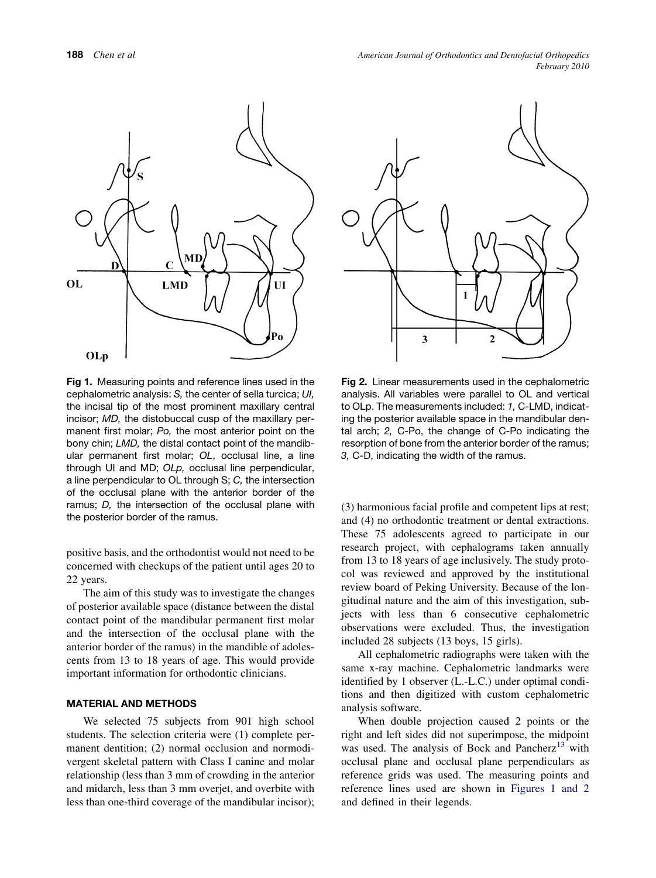**Fig 1.** Measuring points and reference lines used in the cephalometric analysis: *S,* the center of sella turcica; *UI,* the incisal tip of the most prominent maxillary central incisor; *MD,* the distobuccal cusp of the maxillary permanent first molar; *Po,* the most anterior point on the bony chin; *LMD,* the distal contact point of the mandibular permanent first molar; *OL*, occlusal line, a line through UI and MD; *OLp,* occlusal line perpendicular, a line perpendicular to OL through S; *C,* the intersection of the occlusal plane with the anterior border of the ramus; *D,* the intersection of the occlusal plane with the posterior border of the ramus.

**Fig 2.** Linear measurements used in the cephalometric analysis. All variables were parallel to OL and vertical to OLp. The measurements included: *1,* C-LMD, indicating the posterior available space in the mandibular dental arch; *2,* C-Po, the change of C-Po indicating the resorption of bone from the anterior border of the ramus; *3,* C-D, indicating the width of the ramus.

positive basis, and the orthodontist would not need to be concerned with checkups of the patient until ages 20 to 22 years.

The aim of this study was to investigate the changes of posterior available space (distance between the distal contact point of the mandibular permanent first molar and the intersection of the occlusal plane with the anterior border of the ramus) in the mandible of adolescents from 13 to 18 years of age. This would provide important information for orthodontic clinicians.

## MATERIAL AND METHODS

We selected 75 subjects from 901 high school students. The selection criteria were (1) complete permanent dentition; (2) normal occlusion and normodivergent skeletal pattern with Class I canine and molar relationship (less than 3 mm of crowding in the anterior and midarch, less than 3 mm overjet, and overbite with less than one-third coverage of the mandibular incisor); (3) harmonious facial profile and competent lips at rest; and (4) no orthodontic treatment or dental extractions. These 75 adolescents agreed to participate in our research project, with cephalograms taken annually from 13 to 18 years of age inclusively. The study protocol was reviewed and approved by the institutional review board of Peking University. Because of the longitudinal nature and the aim of this investigation, subjects with less than 6 consecutive cephalometric observations were excluded. Thus, the investigation included 28 subjects (13 boys, 15 girls).

All cephalometric radiographs were taken with the same x-ray machine. Cephalometric landmarks were identified by 1 observer (L.-L.C.) under optimal conditions and then digitized with custom cephalometric analysis software.

When double projection caused 2 points or the right and left sides did not superimpose, the midpoint was used. The analysis of Bock and Pancherz[13] with occlusal plane and occlusal plane perpendiculars as reference grids was used. The measuring points and reference lines used are shown in Figures 1 and 2 and defined in their legends.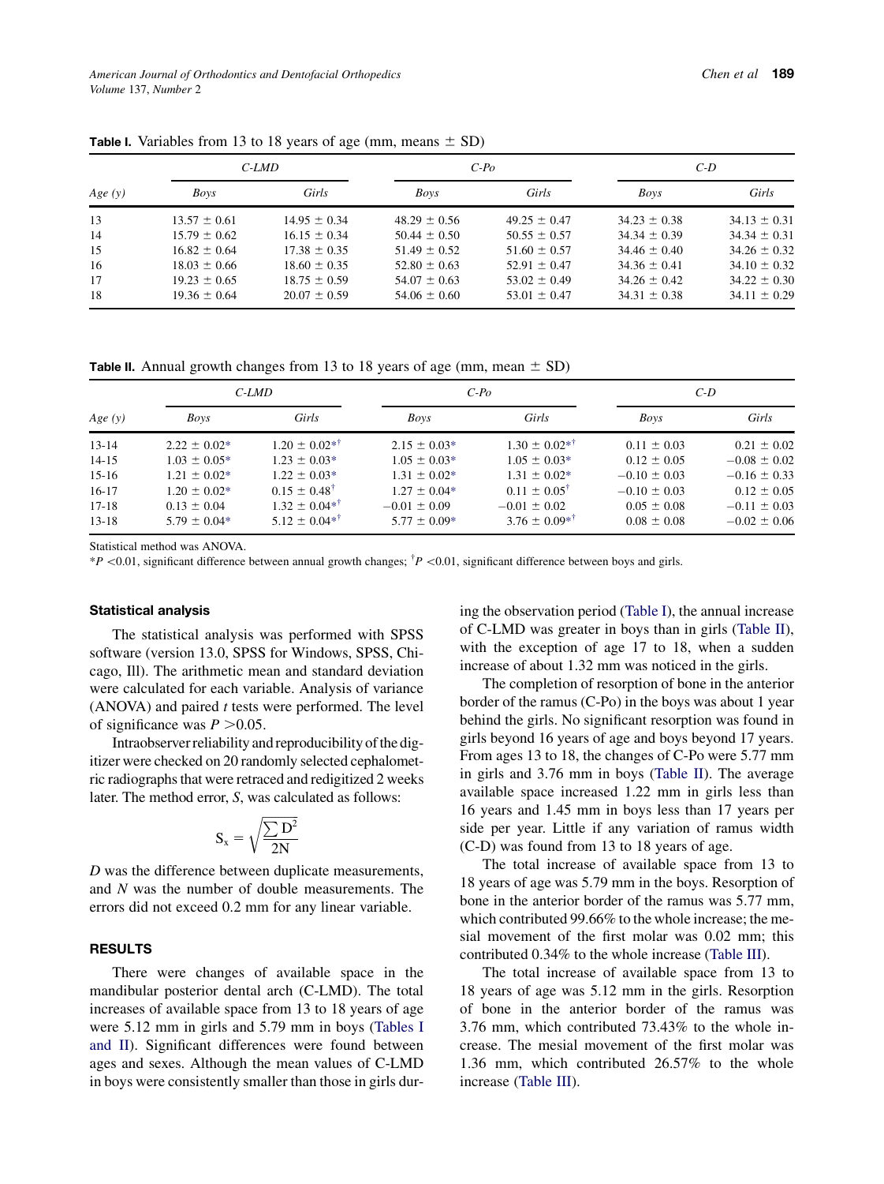**Table I.** Variables from 13 to 18 years of age (mm, means ± SD)

| Age (y) | C-LMD | | C-Po | | C-D | |
|---|---|---|---|---|---|---|
| | Boys | Girls | Boys | Girls | Boys | Girls |
| 13 | 13.57 ± 0.61 | 14.95 ± 0.34 | 48.29 ± 0.56 | 49.25 ± 0.47 | 34.23 ± 0.38 | 34.13 ± 0.31 |
| 14 | 15.79 ± 0.62 | 16.15 ± 0.34 | 50.44 ± 0.50 | 50.55 ± 0.57 | 34.34 ± 0.39 | 34.34 ± 0.31 |
| 15 | 16.82 ± 0.64 | 17.38 ± 0.35 | 51.49 ± 0.52 | 51.60 ± 0.57 | 34.46 ± 0.40 | 34.26 ± 0.32 |
| 16 | 18.03 ± 0.66 | 18.60 ± 0.35 | 52.80 ± 0.63 | 52.91 ± 0.47 | 34.36 ± 0.41 | 34.10 ± 0.32 |
| 17 | 19.23 ± 0.65 | 18.75 ± 0.59 | 54.07 ± 0.63 | 53.02 ± 0.49 | 34.26 ± 0.42 | 34.22 ± 0.30 |
| 18 | 19.36 ± 0.64 | 20.07 ± 0.59 | 54.06 ± 0.60 | 53.01 ± 0.47 | 34.31 ± 0.38 | 34.11 ± 0.29 |

**Table II.** Annual growth changes from 13 to 18 years of age (mm, mean ± SD)

| Age (y) | C-LMD | | C-Po | | C-D | |
|---|---|---|---|---|---|---|
| | Boys | Girls | Boys | Girls | Boys | Girls |
| 13-14 | 2.22 ± 0.02* | 1.20 ± 0.02*† | 2.15 ± 0.03* | 1.30 ± 0.02*† | 0.11 ± 0.03 | 0.21 ± 0.02 |
| 14-15 | 1.03 ± 0.05* | 1.23 ± 0.03* | 1.05 ± 0.03* | 1.05 ± 0.03* | 0.12 ± 0.05 | −0.08 ± 0.02 |
| 15-16 | 1.21 ± 0.02* | 1.22 ± 0.03* | 1.31 ± 0.02* | 1.31 ± 0.02* | −0.10 ± 0.03 | −0.16 ± 0.33 |
| 16-17 | 1.20 ± 0.02* | 0.15 ± 0.48† | 1.27 ± 0.04* | 0.11 ± 0.05† | −0.10 ± 0.03 | 0.12 ± 0.05 |
| 17-18 | 0.13 ± 0.04 | 1.32 ± 0.04*† | −0.01 ± 0.09 | −0.01 ± 0.02 | 0.05 ± 0.08 | −0.11 ± 0.03 |
| 13-18 | 5.79 ± 0.04* | 5.12 ± 0.04*† | 5.77 ± 0.09* | 3.76 ± 0.09*† | 0.08 ± 0.08 | −0.02 ± 0.06 |

Statistical method was ANOVA.

*$P$ <0.01, significant difference between annual growth changes; †$P$ <0.01, significant difference between boys and girls.

### Statistical analysis

The statistical analysis was performed with SPSS software (version 13.0, SPSS for Windows, SPSS, Chicago, Ill). The arithmetic mean and standard deviation were calculated for each variable. Analysis of variance (ANOVA) and paired $t$ tests were performed. The level of significance was $P$ >0.05.

Intraobserver reliability and reproducibility of the digitizer were checked on 20 randomly selected cephalometric radiographs that were retraced and redigitized 2 weeks later. The method error, $S$, was calculated as follows:

$$S_x = \sqrt{\frac{\sum D^2}{2N}}$$

$D$ was the difference between duplicate measurements, and $N$ was the number of double measurements. The errors did not exceed 0.2 mm for any linear variable.

### RESULTS

There were changes of available space in the mandibular posterior dental arch (C-LMD). The total increases of available space from 13 to 18 years of age were 5.12 mm in girls and 5.79 mm in boys (Tables I and II). Significant differences were found between ages and sexes. Although the mean values of C-LMD in boys were consistently smaller than those in girls during the observation period (Table I), the annual increase of C-LMD was greater in boys than in girls (Table II), with the exception of age 17 to 18, when a sudden increase of about 1.32 mm was noticed in the girls.

The completion of resorption of bone in the anterior border of the ramus (C-Po) in the boys was about 1 year behind the girls. No significant resorption was found in girls beyond 16 years of age and boys beyond 17 years. From ages 13 to 18, the changes of C-Po were 5.77 mm in girls and 3.76 mm in boys (Table II). The average available space increased 1.22 mm in girls less than 16 years and 1.45 mm in boys less than 17 years per side per year. Little if any variation of ramus width (C-D) was found from 13 to 18 years of age.

The total increase of available space from 13 to 18 years of age was 5.79 mm in the boys. Resorption of bone in the anterior border of the ramus was 5.77 mm, which contributed 99.66% to the whole increase; the mesial movement of the first molar was 0.02 mm; this contributed 0.34% to the whole increase (Table III).

The total increase of available space from 13 to 18 years of age was 5.12 mm in the girls. Resorption of bone in the anterior border of the ramus was 3.76 mm, which contributed 73.43% to the whole increase. The mesial movement of the first molar was 1.36 mm, which contributed 26.57% to the whole increase (Table III).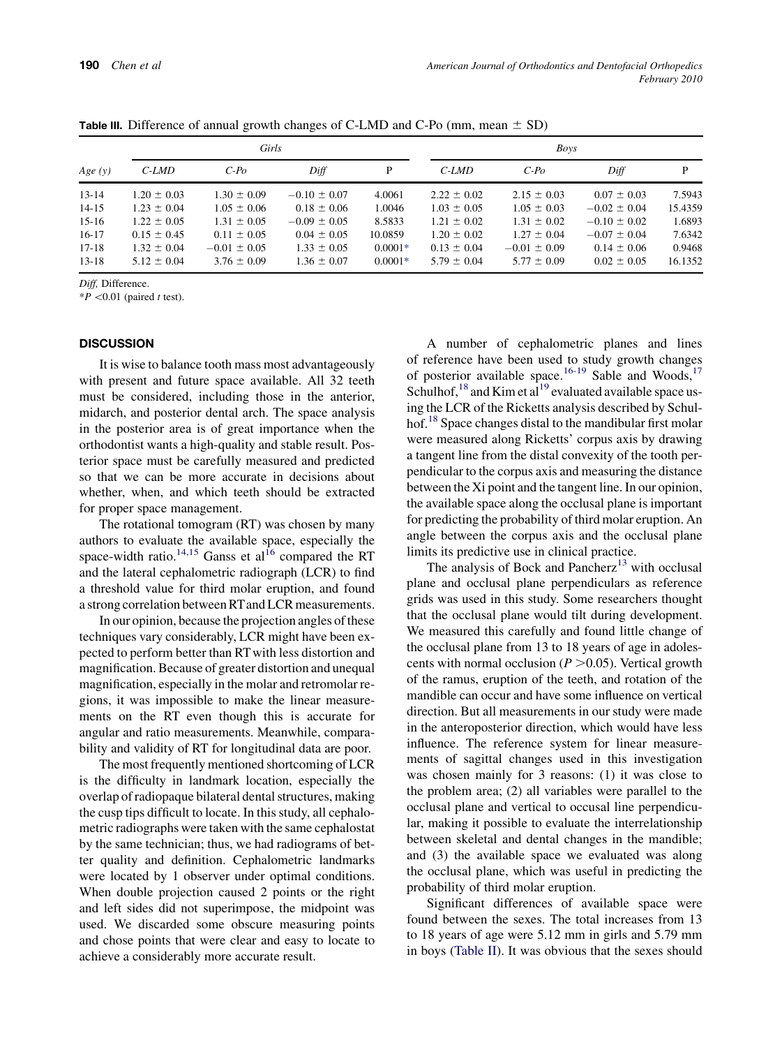**Table III.** Difference of annual growth changes of C-LMD and C-Po (mm, mean ± SD)

| | Girls | | | | Boys | | | |
|---|---|---|---|---|---|---|---|---|
| *Age (y)* | *C-LMD* | *C-Po* | *Diff* | P | *C-LMD* | *C-Po* | *Diff* | P |
| 13-14 | 1.20 ± 0.03 | 1.30 ± 0.09 | −0.10 ± 0.07 | 4.0061 | 2.22 ± 0.02 | 2.15 ± 0.03 | 0.07 ± 0.03 | 7.5943 |
| 14-15 | 1.23 ± 0.04 | 1.05 ± 0.06 | 0.18 ± 0.06 | 1.0046 | 1.03 ± 0.05 | 1.05 ± 0.03 | −0.02 ± 0.04 | 15.4359 |
| 15-16 | 1.22 ± 0.05 | 1.31 ± 0.05 | −0.09 ± 0.05 | 8.5833 | 1.21 ± 0.02 | 1.31 ± 0.02 | −0.10 ± 0.02 | 1.6893 |
| 16-17 | 0.15 ± 0.45 | 0.11 ± 0.05 | 0.04 ± 0.05 | 10.0859 | 1.20 ± 0.02 | 1.27 ± 0.04 | −0.07 ± 0.04 | 7.6342 |
| 17-18 | 1.32 ± 0.04 | −0.01 ± 0.05 | 1.33 ± 0.05 | 0.0001* | 0.13 ± 0.04 | −0.01 ± 0.09 | 0.14 ± 0.06 | 0.9468 |
| 13-18 | 5.12 ± 0.04 | 3.76 ± 0.09 | 1.36 ± 0.07 | 0.0001* | 5.79 ± 0.04 | 5.77 ± 0.09 | 0.02 ± 0.05 | 16.1352 |

*Diff,* Difference.
*$P < 0.01$ (paired *t* test).

## DISCUSSION

It is wise to balance tooth mass most advantageously with present and future space available. All 32 teeth must be considered, including those in the anterior, midarch, and posterior dental arch. The space analysis in the posterior area is of great importance when the orthodontist wants a high-quality and stable result. Posterior space must be carefully measured and predicted so that we can be more accurate in decisions about whether, when, and which teeth should be extracted for proper space management.

The rotational tomogram (RT) was chosen by many authors to evaluate the available space, especially the space-width ratio.[14,15] Ganss et al[16] compared the RT and the lateral cephalometric radiograph (LCR) to find a threshold value for third molar eruption, and found a strong correlation between RT and LCR measurements.

In our opinion, because the projection angles of these techniques vary considerably, LCR might have been expected to perform better than RT with less distortion and magnification. Because of greater distortion and unequal magnification, especially in the molar and retromolar regions, it was impossible to make the linear measurements on the RT even though this is accurate for angular and ratio measurements. Meanwhile, comparability and validity of RT for longitudinal data are poor.

The most frequently mentioned shortcoming of LCR is the difficulty in landmark location, especially the overlap of radiopaque bilateral dental structures, making the cusp tips difficult to locate. In this study, all cephalometric radiographs were taken with the same cephalostat by the same technician; thus, we had radiograms of better quality and definition. Cephalometric landmarks were located by 1 observer under optimal conditions. When double projection caused 2 points or the right and left sides did not superimpose, the midpoint was used. We discarded some obscure measuring points and chose points that were clear and easy to locate to achieve a considerably more accurate result.

A number of cephalometric planes and lines of reference have been used to study growth changes of posterior available space.[16-19] Sable and Woods,[17] Schulhof,[18] and Kim et al[19] evaluated available space using the LCR of the Ricketts analysis described by Schulhof.[18] Space changes distal to the mandibular first molar were measured along Ricketts' corpus axis by drawing a tangent line from the distal convexity of the tooth perpendicular to the corpus axis and measuring the distance between the Xi point and the tangent line. In our opinion, the available space along the occlusal plane is important for predicting the probability of third molar eruption. An angle between the corpus axis and the occlusal plane limits its predictive use in clinical practice.

The analysis of Bock and Pancherz[13] with occlusal plane and occlusal plane perpendiculars as reference grids was used in this study. Some researchers thought that the occlusal plane would tilt during development. We measured this carefully and found little change of the occlusal plane from 13 to 18 years of age in adolescents with normal occlusion ($P > 0.05$). Vertical growth of the ramus, eruption of the teeth, and rotation of the mandible can occur and have some influence on vertical direction. But all measurements in our study were made in the anteroposterior direction, which would have less influence. The reference system for linear measurements of sagittal changes used in this investigation was chosen mainly for 3 reasons: (1) it was close to the problem area; (2) all variables were parallel to the occlusal plane and vertical to occusal line perpendicular, making it possible to evaluate the interrelationship between skeletal and dental changes in the mandible; and (3) the available space we evaluated was along the occlusal plane, which was useful in predicting the probability of third molar eruption.

Significant differences of available space were found between the sexes. The total increases from 13 to 18 years of age were 5.12 mm in girls and 5.79 mm in boys (Table II). It was obvious that the sexes should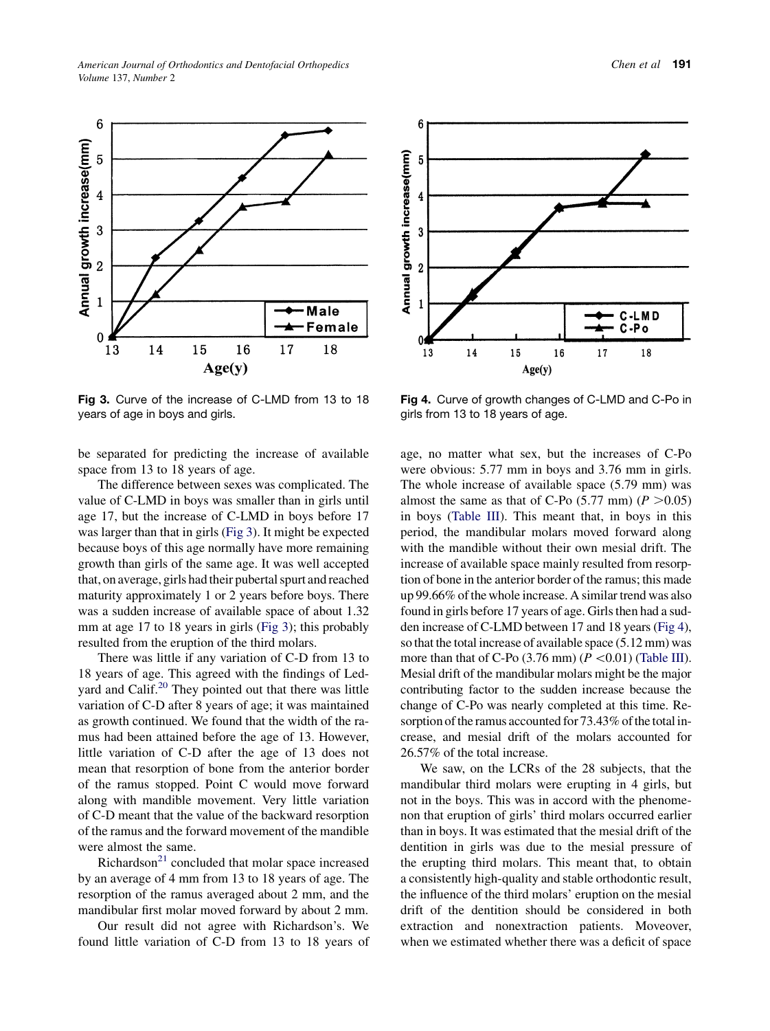Fig 3. Curve of the increase of C-LMD from 13 to 18 years of age in boys and girls.

Fig 4. Curve of growth changes of C-LMD and C-Po in girls from 13 to 18 years of age.

be separated for predicting the increase of available space from 13 to 18 years of age.

The difference between sexes was complicated. The value of C-LMD in boys was smaller than in girls until age 17, but the increase of C-LMD in boys before 17 was larger than that in girls (Fig 3). It might be expected because boys of this age normally have more remaining growth than girls of the same age. It was well accepted that, on average, girls had their pubertal spurt and reached maturity approximately 1 or 2 years before boys. There was a sudden increase of available space of about 1.32 mm at age 17 to 18 years in girls (Fig 3); this probably resulted from the eruption of the third molars.

There was little if any variation of C-D from 13 to 18 years of age. This agreed with the findings of Ledyard and Calif.[20] They pointed out that there was little variation of C-D after 8 years of age; it was maintained as growth continued. We found that the width of the ramus had been attained before the age of 13. However, little variation of C-D after the age of 13 does not mean that resorption of bone from the anterior border of the ramus stopped. Point C would move forward along with mandible movement. Very little variation of C-D meant that the value of the backward resorption of the ramus and the forward movement of the mandible were almost the same.

Richardson[21] concluded that molar space increased by an average of 4 mm from 13 to 18 years of age. The resorption of the ramus averaged about 2 mm, and the mandibular first molar moved forward by about 2 mm.

Our result did not agree with Richardson's. We found little variation of C-D from 13 to 18 years of age, no matter what sex, but the increases of C-Po were obvious: 5.77 mm in boys and 3.76 mm in girls. The whole increase of available space (5.79 mm) was almost the same as that of C-Po (5.77 mm) ($P > 0.05$) in boys (Table III). This meant that, in boys in this period, the mandibular molars moved forward along with the mandible without their own mesial drift. The increase of available space mainly resulted from resorption of bone in the anterior border of the ramus; this made up 99.66% of the whole increase. A similar trend was also found in girls before 17 years of age. Girls then had a sudden increase of C-LMD between 17 and 18 years (Fig 4), so that the total increase of available space (5.12 mm) was more than that of C-Po (3.76 mm) ($P < 0.01$) (Table III). Mesial drift of the mandibular molars might be the major contributing factor to the sudden increase because the change of C-Po was nearly completed at this time. Resorption of the ramus accounted for 73.43% of the total increase, and mesial drift of the molars accounted for 26.57% of the total increase.

We saw, on the LCRs of the 28 subjects, that the mandibular third molars were erupting in 4 girls, but not in the boys. This was in accord with the phenomenon that eruption of girls' third molars occurred earlier than in boys. It was estimated that the mesial drift of the dentition in girls was due to the mesial pressure of the erupting third molars. This meant that, to obtain a consistently high-quality and stable orthodontic result, the influence of the third molars' eruption on the mesial drift of the dentition should be considered in both extraction and nonextraction patients. Moreover, when we estimated whether there was a deficit of space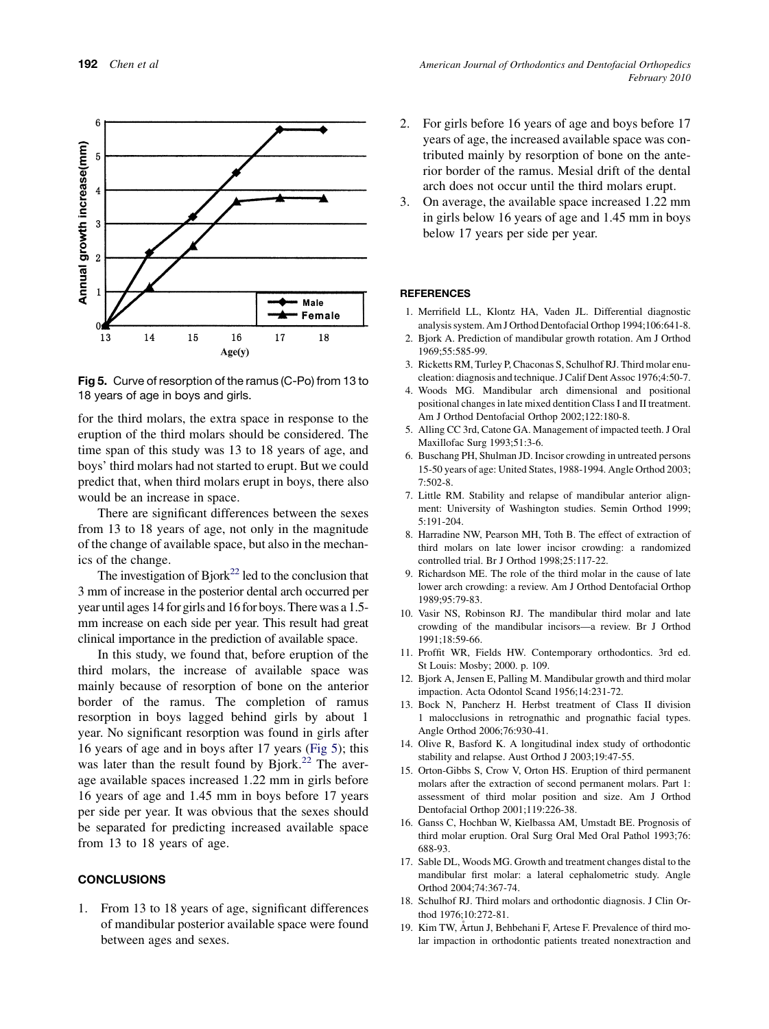Fig 5. Curve of resorption of the ramus (C-Po) from 13 to 18 years of age in boys and girls.

for the third molars, the extra space in response to the eruption of the third molars should be considered. The time span of this study was 13 to 18 years of age, and boys' third molars had not started to erupt. But we could predict that, when third molars erupt in boys, there also would be an increase in space.

There are significant differences between the sexes from 13 to 18 years of age, not only in the magnitude of the change of available space, but also in the mechanics of the change.

The investigation of Bjork[22] led to the conclusion that 3 mm of increase in the posterior dental arch occurred per year until ages 14 for girls and 16 for boys. There was a 1.5-mm increase on each side per year. This result had great clinical importance in the prediction of available space.

In this study, we found that, before eruption of the third molars, the increase of available space was mainly because of resorption of bone on the anterior border of the ramus. The completion of ramus resorption in boys lagged behind girls by about 1 year. No significant resorption was found in girls after 16 years of age and in boys after 17 years (Fig 5); this was later than the result found by Bjork.[22] The average available spaces increased 1.22 mm in girls before 16 years of age and 1.45 mm in boys before 17 years per side per year. It was obvious that the sexes should be separated for predicting increased available space from 13 to 18 years of age.

## CONCLUSIONS

1. From 13 to 18 years of age, significant differences of mandibular posterior available space were found between ages and sexes.
2. For girls before 16 years of age and boys before 17 years of age, the increased available space was contributed mainly by resorption of bone on the anterior border of the ramus. Mesial drift of the dental arch does not occur until the third molars erupt.
3. On average, the available space increased 1.22 mm in girls below 16 years of age and 1.45 mm in boys below 17 years per side per year.

## REFERENCES

1. Merrifield LL, Klontz HA, Vaden JL. Differential diagnostic analysis system. Am J Orthod Dentofacial Orthop 1994;106:641-8.
2. Bjork A. Prediction of mandibular growth rotation. Am J Orthod 1969;55:585-99.
3. Ricketts RM, Turley P, Chaconas S, Schulhof RJ. Third molar enucleation: diagnosis and technique. J Calif Dent Assoc 1976;4:50-7.
4. Woods MG. Mandibular arch dimensional and positional changes in late mixed dentition Class I and II treatment. Am J Orthod Dentofacial Orthop 2002;122:180-8.
5. Alling CC 3rd, Catone GA. Management of impacted teeth. J Oral Maxillofac Surg 1993;51:3-6.
6. Buschang PH, Shulman JD. Incisor crowding in untreated persons 15-50 years of age: United States, 1988-1994. Angle Orthod 2003;7:502-8.
7. Little RM. Stability and relapse of mandibular anterior alignment: University of Washington studies. Semin Orthod 1999;5:191-204.
8. Harradine NW, Pearson MH, Toth B. The effect of extraction of third molars on late lower incisor crowding: a randomized controlled trial. Br J Orthod 1998;25:117-22.
9. Richardson ME. The role of the third molar in the cause of late lower arch crowding: a review. Am J Orthod Dentofacial Orthop 1989;95:79-83.
10. Vasir NS, Robinson RJ. The mandibular third molar and late crowding of the mandibular incisors—a review. Br J Orthod 1991;18:59-66.
11. Proffit WR, Fields HW. Contemporary orthodontics. 3rd ed. St Louis: Mosby; 2000. p. 109.
12. Bjork A, Jensen E, Palling M. Mandibular growth and third molar impaction. Acta Odontol Scand 1956;14:231-72.
13. Bock N, Pancherz H. Herbst treatment of Class II division 1 malocclusions in retrognathic and prognathic facial types. Angle Orthod 2006;76:930-41.
14. Olive R, Basford K. A longitudinal index study of orthodontic stability and relapse. Aust Orthod J 2003;19:47-55.
15. Orton-Gibbs S, Crow V, Orton HS. Eruption of third permanent molars after the extraction of second permanent molars. Part 1: assessment of third molar position and size. Am J Orthod Dentofacial Orthop 2001;119:226-38.
16. Ganss C, Hochban W, Kielbassa AM, Umstadt BE. Prognosis of third molar eruption. Oral Surg Oral Med Oral Pathol 1993;76:688-93.
17. Sable DL, Woods MG. Growth and treatment changes distal to the mandibular first molar: a lateral cephalometric study. Angle Orthod 2004;74:367-74.
18. Schulhof RJ. Third molars and orthodontic diagnosis. J Clin Orthod 1976;10:272-81.
19. Kim TW, Årtun J, Behbehani F, Artese F. Prevalence of third molar impaction in orthodontic patients treated nonextraction and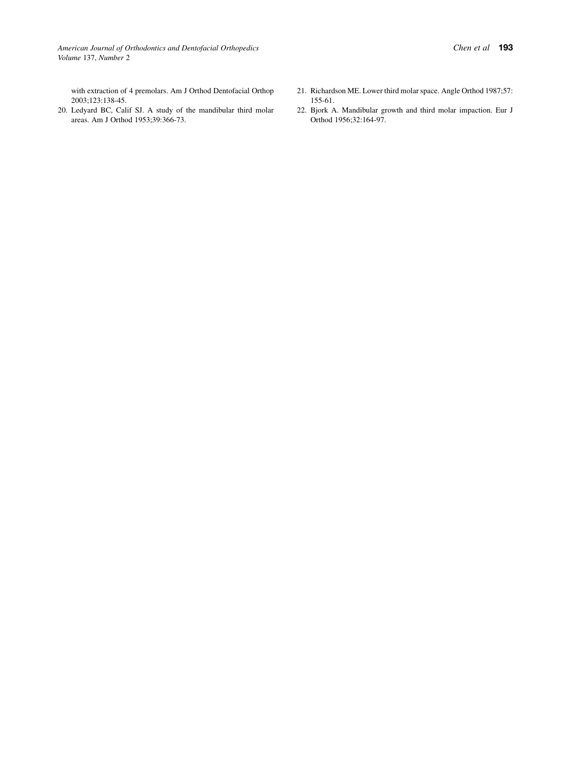with extraction of 4 premolars. Am J Orthod Dentofacial Orthop 2003;123:138-45.

20. Ledyard BC, Calif SJ. A study of the mandibular third molar areas. Am J Orthod 1953;39:366-73.
21. Richardson ME. Lower third molar space. Angle Orthod 1987;57: 155-61.
22. Bjork A. Mandibular growth and third molar impaction. Eur J Orthod 1956;32:164-97.